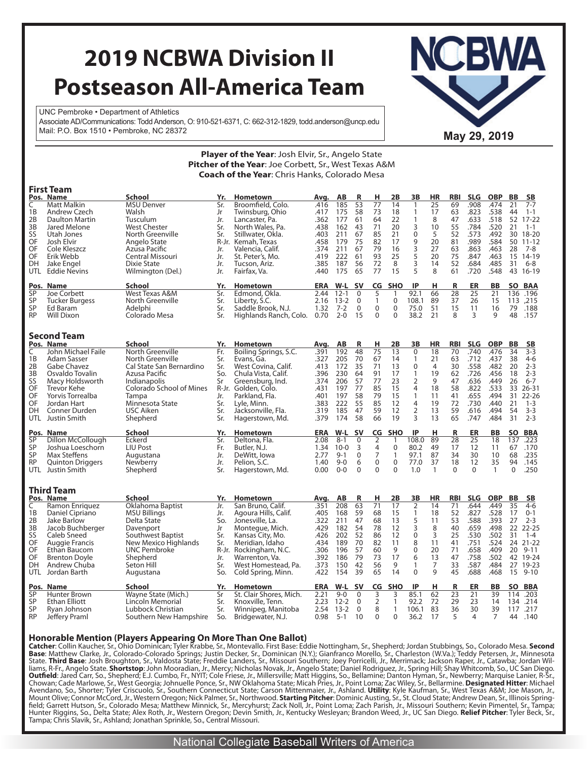# 2019 NCBWA Division II Postseason All-America Team

UNC Pembroke • Department of Athletics
Associate AD/Communications: Todd Anderson, O: 910-521-6371, C: 662-312-1829, todd.anderson@uncp.edu
Mail: P.O. Box 1510 • Pembroke, NC 28372

NCBWA

**May 29, 2019**

**Player of the Year**: Josh Elvir, Sr., Angelo State
**Pitcher of the Year**: Joe Corbett, Sr., West Texas A&M
**Coach of the Year**: Chris Hanks, Colorado Mesa

## First Team

| Pos. | Name | School | Yr. | Hometown | Avg. | AB | R | H | 2B | 3B | HR | RBI | SLG | OBP | BB | SB |
|---|---|---|---|---|---|---|---|---|---|---|---|---|---|---|---|---|
| C | Matt Malkin | MSU Denver | Sr. | Broomfield, Colo. | .416 | 185 | 53 | 77 | 14 | 1 | 25 | 69 | .908 | .474 | 21 | 7-7 |
| 1B | Andrew Czech | Walsh | Jr | Twinsburg, Ohio | .417 | 175 | 58 | 73 | 18 | 1 | 17 | 63 | .823 | .538 | 44 | 1-1 |
| 2B | Daulton Martin | Tusculum | Jr. | Lancaster, Pa. | .362 | 177 | 61 | 64 | 22 | 1 | 8 | 47 | .633 | .518 | 52 | 17-22 |
| 3B | Jared Melone | West Chester | Sr. | North Wales, Pa. | .438 | 162 | 43 | 71 | 20 | 3 | 10 | 55 | .784 | .520 | 21 | 1-1 |
| SS | Utah Jones | North Greenville | Sr. | Stillwater, Okla. | .403 | 211 | 67 | 85 | 21 | 0 | 5 | 52 | .573 | .492 | 30 | 18-20 |
| OF | Josh Elvir | Angelo State | R-Jr. | Kemah, Texas | .458 | 179 | 75 | 82 | 17 | 9 | 20 | 81 | .989 | .584 | 50 | 11-12 |
| OF | Cole Kleszcz | Azusa Pacific | Jr. | Valencia, Calif. | .374 | 211 | 67 | 79 | 16 | 3 | 27 | 63 | .863 | .463 | 28 | 7-8 |
| OF | Erik Webb | Central Missouri | Jr. | St. Peter's, Mo. | .419 | 222 | 61 | 93 | 25 | 5 | 20 | 75 | .847 | .463 | 15 | 14-19 |
| DH | Jake Engel | Dixie State | Jr. | Tucson, Ariz. | .385 | 187 | 56 | 72 | 8 | 3 | 14 | 52 | .684 | .485 | 31 | 6-8 |
| UTL | Eddie Nevins | Wilmington (Del.) | Jr. | Fairfax, Va. | .440 | 175 | 65 | 77 | 15 | 5 | 8 | 61 | .720 | .548 | 43 | 16-19 |

| Pos. | Name | School | Yr. | Hometown | ERA | W-L | SV | CG | SHO | IP | H | R | ER | BB | SO | BAA |
|---|---|---|---|---|---|---|---|---|---|---|---|---|---|---|---|---|
| SP | Joe Corbett | West Texas A&M | Sr. | Edmond, Okla. | 2.44 | 12-1 | 0 | 5 | 1 | 92.1 | 66 | 28 | 25 | 21 | 136 | .196 |
| SP | Tucker Burgess | North Greenville | Sr. | Liberty, S.C. | 2.16 | 13-2 | 0 | 1 | 0 | 108.1 | 89 | 37 | 26 | 15 | 113 | .215 |
| SP | Ed Baram | Adelphi | Sr. | Saddle Brook, N.J. | 1.32 | 7-2 | 0 | 0 | 0 | 75.0 | 51 | 15 | 11 | 16 | 79 | .188 |
| RP | Will Dixon | Colorado Mesa | Sr. | Highlands Ranch, Colo. | 0.70 | 2-0 | 15 | 0 | 0 | 38.2 | 21 | 8 | 3 | 9 | 48 | .157 |

## Second Team

| Pos. | Name | School | Yr. | Hometown | Avg. | AB | R | H | 2B | 3B | HR | RBI | SLG | OBP | BB | SB |
|---|---|---|---|---|---|---|---|---|---|---|---|---|---|---|---|---|
| C | John Michael Faile | North Greenville | Fr. | Boiling Springs, S.C. | .391 | 192 | 48 | 75 | 13 | 0 | 18 | 70 | .740 | .476 | 34 | 3-3 |
| 1B | Adam Sasser | North Greenville | Sr. | Evans, Ga. | .327 | 205 | 70 | 67 | 14 | 1 | 21 | 63 | .712 | .437 | 38 | 4-6 |
| 2B | Gabe Chavez | Cal State San Bernardino | Sr. | West Covina, Calif. | .413 | 172 | 35 | 71 | 13 | 0 | 4 | 30 | .558 | .482 | 20 | 2-3 |
| 3B | Osvaldo Tovalin | Azusa Pacific | So. | Chula Vista, Calif. | .396 | 230 | 64 | 91 | 17 | 1 | 19 | 62 | .726 | .456 | 18 | 2-3 |
| SS | Macy Holdsworth | Indianapolis | Sr | Greensburg, Ind. | .374 | 206 | 57 | 77 | 23 | 2 | 9 | 47 | .636 | .449 | 26 | 6-7 |
| OF | Trevor Kehe | Colorado School of Mines | R-Jr. | Golden, Colo. | .431 | 197 | 77 | 85 | 15 | 4 | 18 | 58 | .822 | .533 | 33 | 26-31 |
| OF | Yorvis Torrealba | Tampa | Jr. | Parkland, Fla. | .401 | 197 | 58 | 79 | 15 | 1 | 11 | 41 | .655 | .494 | 31 | 22-26 |
| OF | Jordan Hart | Minnesota State | Sr. | Lyle, Minn. | .383 | 222 | 55 | 85 | 12 | 4 | 19 | 72 | .730 | .440 | 21 | 1-3 |
| DH | Conner Durden | USC Aiken | Sr. | Jacksonville, Fla. | .319 | 185 | 47 | 59 | 12 | 2 | 13 | 59 | .616 | .494 | 54 | 3-3 |
| UTL | Justin Smith | Shepherd | Sr. | Hagerstown, Md. | .379 | 174 | 58 | 66 | 19 | 3 | 13 | 65 | .747 | .484 | 31 | 2-3 |

| Pos. | Name | School | Yr. | Hometown | ERA | W-L | SV | CG | SHO | IP | H | R | ER | BB | SO | BBA |
|---|---|---|---|---|---|---|---|---|---|---|---|---|---|---|---|---|
| SP | Dillon McCollough | Eckerd | Sr. | Deltona, Fla. | 2.08 | 8-1 | 0 | 2 | 1 | 108.0 | 89 | 28 | 25 | 18 | 137 | .223 |
| SP | Joshua Loeschorn | LIU Post | Fr. | Butler, N.J. | 1.34 | 10-0 | 3 | 4 | 0 | 80.2 | 49 | 17 | 12 | 11 | 67 | .170 |
| SP | Max Steffens | Augustana | Jr. | DeWitt, Iowa | 2.77 | 9-1 | 0 | 7 | 1 | 97.1 | 87 | 34 | 30 | 10 | 68 | .235 |
| RP | Quinton Driggers | Newberry | Jr. | Pelion, S.C. | 1.40 | 9-0 | 6 | 0 | 0 | 77.0 | 37 | 18 | 12 | 35 | 94 | .145 |
| UTL | Justin Smith | Shepherd | Sr. | Hagerstown, Md. | 0.00 | 0-0 | 0 | 0 | 0 | 1.0 | 1 | 0 | 0 | 1 | 0 | .250 |

## Third Team

| Pos. | Name | School | Yr. | Hometown | Avg. | AB | R | H | 2B | 3B | HR | RBI | SLG | OBP | BB | SB |
|---|---|---|---|---|---|---|---|---|---|---|---|---|---|---|---|---|
| C | Ramon Enriquez | Oklahoma Baptist | Jr. | San Bruno, Calif. | .351 | 208 | 63 | 71 | 17 | 2 | 14 | 71 | .644 | .449 | 35 | 4-6 |
| 1B | Daniel Cipriano | MSU Billings | Jr. | Agoura Hills, Calif. | .405 | 168 | 59 | 68 | 15 | 1 | 18 | 52 | .827 | .528 | 17 | 0-1 |
| 2B | Jake Barlow | Delta State | So. | Jonesville, La. | .322 | 211 | 47 | 68 | 13 | 5 | 11 | 53 | .588 | .393 | 27 | 2-3 |
| 3B | Jacob Buchberger | Davenport | Jr | Montegue, Mich. | .429 | 182 | 54 | 78 | 12 | 3 | 8 | 40 | .659 | .498 | 22 | 22-25 |
| SS | Caleb Sneed | Southwest Baptist | Sr. | Kansas City, Mo. | .426 | 202 | 52 | 86 | 12 | 0 | 3 | 25 | .530 | .502 | 31 | 1-4 |
| OF | Auggie Francis | New Mexico Highlands | Sr. | Meridian, Idaho | .434 | 189 | 70 | 82 | 11 | 8 | 11 | 41 | .751 | .524 | 24 | 21-22 |
| OF | Ethan Baucom | UNC Pembroke | R-Jr. | Rockingham, N.C. | .306 | 196 | 57 | 60 | 9 | 0 | 20 | 71 | .658 | .409 | 20 | 9-11 |
| OF | Brenton Doyle | Shepherd | Jr. | Warrenton, Va. | .392 | 186 | 79 | 73 | 17 | 6 | 13 | 47 | .758 | .502 | 42 | 19-24 |
| DH | Andrew Chuba | Seton Hill | Sr. | West Homestead, Pa. | .373 | 150 | 42 | 56 | 9 | 1 | 7 | 33 | .587 | .484 | 27 | 19-23 |
| UTL | Jordan Barth | Augustana | So. | Cold Spring, Minn. | .422 | 154 | 39 | 65 | 14 | 0 | 9 | 45 | .688 | .468 | 15 | 9-10 |

| Pos. | Name | School | Yr. | Hometown | ERA | W-L | SV | CG | SHO | IP | H | R | ER | BB | SO | BBA |
|---|---|---|---|---|---|---|---|---|---|---|---|---|---|---|---|---|
| SP | Hunter Brown | Wayne State (Mich.) | Sr | St. Clair Shores, Mich. | 2.21 | 9-0 | 0 | 3 | 3 | 85.1 | 62 | 23 | 21 | 39 | 114 | .203 |
| SP | Ethan Elliott | Lincoln Memorial | Sr. | Knoxville, Tenn. | 2.23 | 12-2 | 0 | 2 | 1 | 92.2 | 72 | 29 | 23 | 14 | 134 | .214 |
| SP | Ryan Johnson | Lubbock Christian | Sr. | Winnipeg, Manitoba | 2.54 | 13-2 | 0 | 8 | 1 | 106.1 | 83 | 36 | 30 | 39 | 117 | .217 |
| RP | Jeffery Praml | Southern New Hampshire | So. | Bridgewater, N.J. | 0.98 | 5-1 | 10 | 0 | 0 | 36.2 | 17 | 5 | 4 | 7 | 44 | .140 |

## Honorable Mention (Players Appearing On More Than One Ballot)

**Catcher**: Collin Kaucher, Sr., Ohio Dominican; Tyler Krabbe, Sr., Montevallo. First Base: Eddie Nottingham, Sr., Shepherd; Jordan Stubbings, So., Colorado Mesa. **Second Base**: Matthew Clarke, Jr., Colorado-Colorado Springs; Justin Decker, Sr., Dominican (N.Y.); Gianfranco Morello, Sr., Charleston (W.Va.); Teddy Petersen, Jr., Minnesota State. **Third Base**: Josh Broughton, Sr., Valdosta State; Freddie Landers, Sr., Missouri Southern; Joey Porricelli, Jr., Merrimack; Jackson Raper, Jr., Catawba; Jordan Williams, R-Fr., Angelo State. **Shortstop**: John Mooradian, Jr., Mercy; Nicholas Novak, Jr., Angelo State; Daniel Rodriguez, Jr., Spring Hill; Shay Whitcomb, So., UC San Diego. **Outfield**: Jared Carr, So., Shepherd; E.J. Cumbo, Fr., NYIT; Cole Friese, Jr., Millersville; Matt Higgins, So., Bellamine; Danton Hyman, Sr., Newberry; Marquise Lanier, R-Sr., Chowan; Cade Marlowe, Sr., West Georgia; Johnuelle Ponce, Sr., NW Oklahoma State; Micah Pries, Jr., Point Loma; Zac Wiley, Sr., Bellarmine. **Designated Hitter**: Michael Avendano, So., Shorter; Tyler Criscuolo, Sr., Southern Connecticut State; Carson Mittenmaier, Jr., Ashland. **Utility**: Kyle Kaufman, Sr., West Texas A&M; Joe Mason, Jr., Mount Olive; Connor McCord, Jr., Western Oregon; Nick Palmer, Sr., Northwood. **Starting Pitcher**: Dominic Austing, Sr., St. Cloud State; Andrew Dean, Sr., Illinois Springfield; Garrett Hutson, Sr., Colorado Mesa; Matthew Minnick, Sr., Mercyhurst; Zack Noll, Jr., Point Loma; Zach Parish, Jr., Missouri Southern; Kevin Pimentel, Sr., Tampa; Hunter Riggins, So., Delta State; Alex Roth, Jr., Western Oregon; Devin Smith, Jr., Kentucky Wesleyan; Brandon Weed, Jr., UC San Diego. **Relief Pitcher**: Tyler Beck, Sr., Tampa; Chris Slavik, Sr., Ashland; Jonathan Sprinkle, So., Central Missouri.

National Collegiate Baseball Writers of America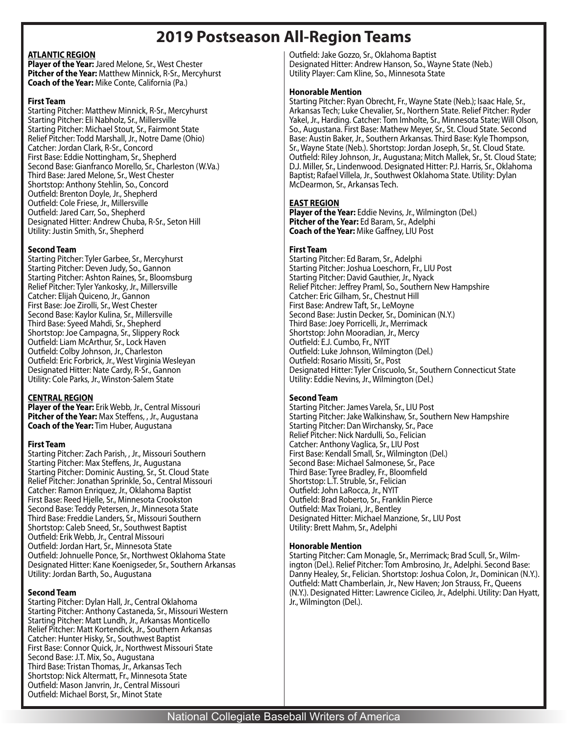# 2019 Postseason All-Region Teams

## ATLANTIC REGION

**Player of the Year:** Jared Melone, Sr., West Chester
**Pitcher of the Year:** Matthew Minnick, R-Sr., Mercyhurst
**Coach of the Year:** Mike Conte, California (Pa.)

### First Team

Starting Pitcher: Matthew Minnick, R-Sr., Mercyhurst
Starting Pitcher: Eli Nabholz, Sr., Millersville
Starting Pitcher: Michael Stout, Sr., Fairmont State
Relief Pitcher: Todd Marshall, Jr., Notre Dame (Ohio)
Catcher: Jordan Clark, R-Sr., Concord
First Base: Eddie Nottingham, Sr., Shepherd
Second Base: Gianfranco Morello, Sr., Charleston (W.Va.)
Third Base: Jared Melone, Sr., West Chester
Shortstop: Anthony Stehlin, So., Concord
Outfield: Brenton Doyle, Jr., Shepherd
Outfield: Cole Friese, Jr., Millersville
Outfield: Jared Carr, So., Shepherd
Designated Hitter: Andrew Chuba, R-Sr., Seton Hill
Utility: Justin Smith, Sr., Shepherd

### Second Team

Starting Pitcher: Tyler Garbee, Sr., Mercyhurst
Starting Pitcher: Deven Judy, So., Gannon
Starting Pitcher: Ashton Raines, Sr., Bloomsburg
Relief Pitcher: Tyler Yankosky, Jr., Millersville
Catcher: Elijah Quiceno, Jr., Gannon
First Base: Joe Zirolli, Sr., West Chester
Second Base: Kaylor Kulina, Sr., Millersville
Third Base: Syeed Mahdi, Sr., Shepherd
Shortstop: Joe Campagna, Sr., Slippery Rock
Outfield: Liam McArthur, Sr., Lock Haven
Outfield: Colby Johnson, Jr., Charleston
Outfield: Eric Forbrick, Jr., West Virginia Wesleyan
Designated Hitter: Nate Cardy, R-Sr., Gannon
Utility: Cole Parks, Jr., Winston-Salem State

## CENTRAL REGION

**Player of the Year:** Erik Webb, Jr., Central Missouri
**Pitcher of the Year:** Max Steffens, , Jr., Augustana
**Coach of the Year:** Tim Huber, Augustana

### First Team

Starting Pitcher: Zach Parish, , Jr., Missouri Southern
Starting Pitcher: Max Steffens, Jr., Augustana
Starting Pitcher: Dominic Austing, Sr., St. Cloud State
Relief Pitcher: Jonathan Sprinkle, So., Central Missouri
Catcher: Ramon Enriquez, Jr., Oklahoma Baptist
First Base: Reed Hjelle, Sr., Minnesota Crookston
Second Base: Teddy Petersen, Jr., Minnesota State
Third Base: Freddie Landers, Sr., Missouri Southern
Shortstop: Caleb Sneed, Sr., Southwest Baptist
Outfield: Erik Webb, Jr., Central Missouri
Outfield: Jordan Hart, Sr., Minnesota State
Outfield: Johnuelle Ponce, Sr., Northwest Oklahoma State
Designated Hitter: Kane Koenigseder, Sr., Southern Arkansas
Utility: Jordan Barth, So., Augustana

### Second Team

Starting Pitcher: Dylan Hall, Jr., Central Oklahoma
Starting Pitcher: Anthony Castaneda, Sr., Missouri Western
Starting Pitcher: Matt Lundh, Jr., Arkansas Monticello
Relief Pitcher: Matt Kortendick, Jr., Southern Arkansas
Catcher: Hunter Hisky, Sr., Southwest Baptist
First Base: Connor Quick, Jr., Northwest Missouri State
Second Base: J.T. Mix, So., Augustana
Third Base: Tristan Thomas, Jr., Arkansas Tech
Shortstop: Nick Altermatt, Fr., Minnesota State
Outfield: Mason Janvrin, Jr., Central Missouri
Outfield: Michael Borst, Sr., Minot State
Outfield: Jake Gozzo, Sr., Oklahoma Baptist
Designated Hitter: Andrew Hanson, So., Wayne State (Neb.)
Utility Player: Cam Kline, So., Minnesota State

### Honorable Mention

Starting Pitcher: Ryan Obrecht, Fr., Wayne State (Neb.); Isaac Hale, Sr., Arkansas Tech; Luke Chevalier, Sr., Northern State. Relief Pitcher: Ryder Yakel, Jr., Harding. Catcher: Tom Imholte, Sr., Minnesota State; Will Olson, So., Augustana. First Base: Mathew Meyer, Sr., St. Cloud State. Second Base: Austin Baker, Jr., Southern Arkansas. Third Base: Kyle Thompson, Sr., Wayne State (Neb.). Shortstop: Jordan Joseph, Sr., St. Cloud State. Outfield: Riley Johnson, Jr., Augustana; Mitch Mallek, Sr., St. Cloud State; D.J. Miller, Sr., Lindenwood. Designated Hitter: P.J. Harris, Sr., Oklahoma Baptist; Rafael Villela, Jr., Southwest Oklahoma State. Utility: Dylan McDearmon, Sr., Arkansas Tech.

## EAST REGION

**Player of the Year:** Eddie Nevins, Jr., Wilmington (Del.)
**Pitcher of the Year:** Ed Baram, Sr., Adelphi
**Coach of the Year:** Mike Gaffney, LIU Post

### First Team

Starting Pitcher: Ed Baram, Sr., Adelphi
Starting Pitcher: Joshua Loeschorn, Fr., LIU Post
Starting Pitcher: David Gauthier, Jr., Nyack
Relief Pitcher: Jeffrey Praml, So., Southern New Hampshire
Catcher: Eric Gilham, Sr., Chestnut Hill
First Base: Andrew Taft, Sr., LeMoyne
Second Base: Justin Decker, Sr., Dominican (N.Y.)
Third Base: Joey Porricelli, Jr., Merrimack
Shortstop: John Mooradian, Jr., Mercy
Outfield: E.J. Cumbo, Fr., NYIT
Outfield: Luke Johnson, Wilmington (Del.)
Outfield: Rosario Missiti, Sr., Post
Designated Hitter: Tyler Criscuolo, Sr., Southern Connecticut State
Utility: Eddie Nevins, Jr., Wilmington (Del.)

### Second Team

Starting Pitcher: James Varela, Sr., LIU Post
Starting Pitcher: Jake Walkinshaw, Sr., Southern New Hampshire
Starting Pitcher: Dan Wirchansky, Sr., Pace
Relief Pitcher: Nick Nardulli, So., Felician
Catcher: Anthony Vaglica, Sr., LIU Post
First Base: Kendall Small, Sr., Wilmington (Del.)
Second Base: Michael Salmonese, Sr., Pace
Third Base: Tyree Bradley, Fr., Bloomfield
Shortstop: L.T. Struble, Sr., Felician
Outfield: John LaRocca, Jr., NYIT
Outfield: Brad Roberto, Sr., Franklin Pierce
Outfield: Max Troiani, Jr., Bentley
Designated Hitter: Michael Manzione, Sr., LIU Post
Utility: Brett Mahm, Sr., Adelphi

### Honorable Mention

Starting Pitcher: Cam Monagle, Sr., Merrimack; Brad Scull, Sr., Wilmington (Del.). Relief Pitcher: Tom Ambrosino, Jr., Adelphi. Second Base: Danny Healey, Sr., Felician. Shortstop: Joshua Colon, Jr., Dominican (N.Y.). Outfield: Matt Chamberlain, Jr., New Haven; Jon Strauss, Fr., Queens (N.Y.). Designated Hitter: Lawrence Cicileo, Jr., Adelphi. Utility: Dan Hyatt, Jr., Wilmington (Del.).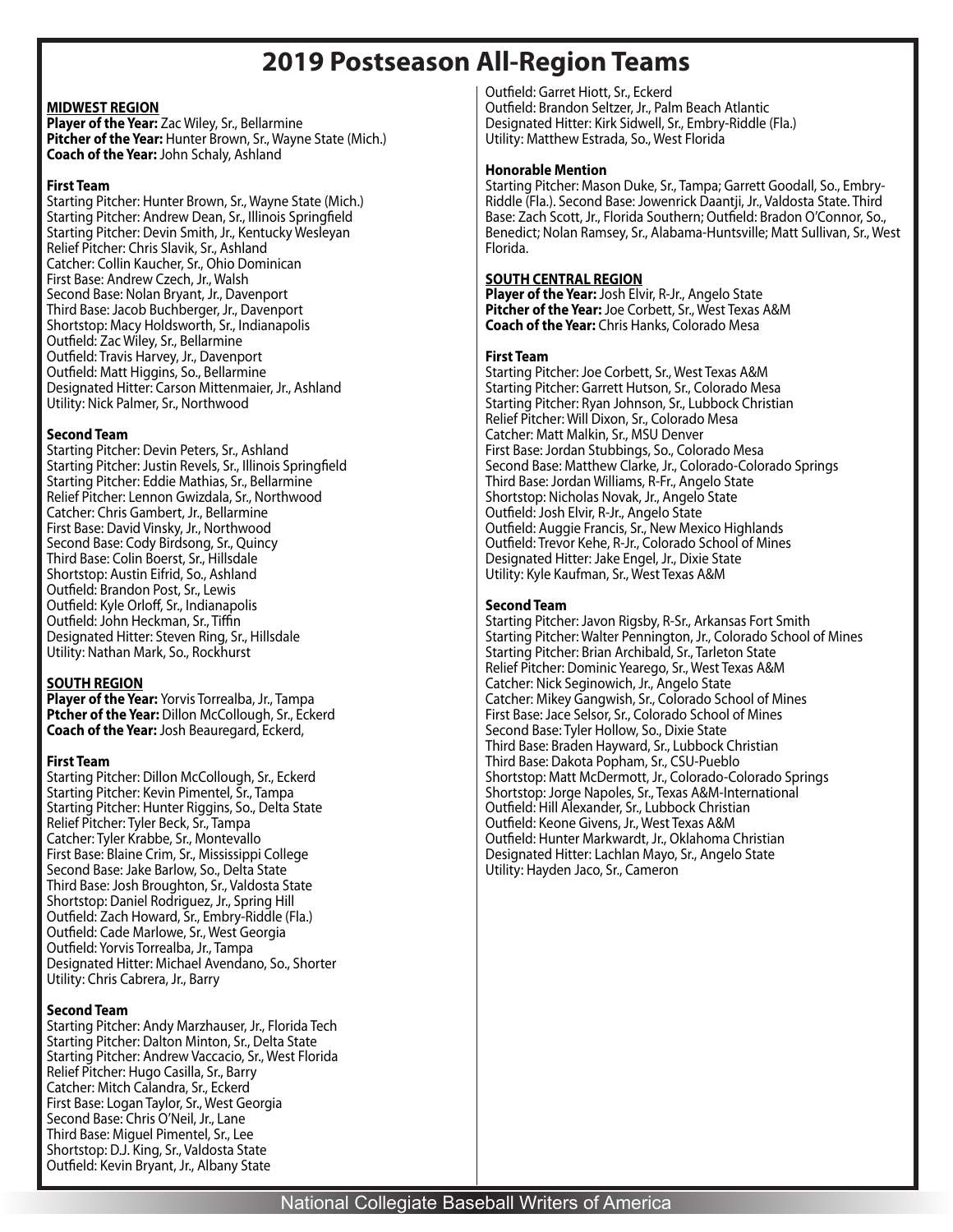# 2019 Postseason All-Region Teams

**MIDWEST REGION**

**Player of the Year:** Zac Wiley, Sr., Bellarmine
**Pitcher of the Year:** Hunter Brown, Sr., Wayne State (Mich.)
**Coach of the Year:** John Schaly, Ashland

**First Team**

Starting Pitcher: Hunter Brown, Sr., Wayne State (Mich.)
Starting Pitcher: Andrew Dean, Sr., Illinois Springfield
Starting Pitcher: Devin Smith, Jr., Kentucky Wesleyan
Relief Pitcher: Chris Slavik, Sr., Ashland
Catcher: Collin Kaucher, Sr., Ohio Dominican
First Base: Andrew Czech, Jr., Walsh
Second Base: Nolan Bryant, Jr., Davenport
Third Base: Jacob Buchberger, Jr., Davenport
Shortstop: Macy Holdsworth, Sr., Indianapolis
Outfield: Zac Wiley, Sr., Bellarmine
Outfield: Travis Harvey, Jr., Davenport
Outfield: Matt Higgins, So., Bellarmine
Designated Hitter: Carson Mittenmaier, Jr., Ashland
Utility: Nick Palmer, Sr., Northwood

**Second Team**

Starting Pitcher: Devin Peters, Sr., Ashland
Starting Pitcher: Justin Revels, Sr., Illinois Springfield
Starting Pitcher: Eddie Mathias, Sr., Bellarmine
Relief Pitcher: Lennon Gwizdala, Sr., Northwood
Catcher: Chris Gambert, Jr., Bellarmine
First Base: David Vinsky, Jr., Northwood
Second Base: Cody Birdsong, Sr., Quincy
Third Base: Colin Boerst, Sr., Hillsdale
Shortstop: Austin Eifrid, So., Ashland
Outfield: Brandon Post, Sr., Lewis
Outfield: Kyle Orloff, Sr., Indianapolis
Outfield: John Heckman, Sr., Tiffin
Designated Hitter: Steven Ring, Sr., Hillsdale
Utility: Nathan Mark, So., Rockhurst

**SOUTH REGION**

**Player of the Year:** Yorvis Torrealba, Jr., Tampa
**Ptcher of the Year:** Dillon McCollough, Sr., Eckerd
**Coach of the Year:** Josh Beauregard, Eckerd,

**First Team**

Starting Pitcher: Dillon McCollough, Sr., Eckerd
Starting Pitcher: Kevin Pimentel, Sr., Tampa
Starting Pitcher: Hunter Riggins, So., Delta State
Relief Pitcher: Tyler Beck, Sr., Tampa
Catcher: Tyler Krabbe, Sr., Montevallo
First Base: Blaine Crim, Sr., Mississippi College
Second Base: Jake Barlow, So., Delta State
Third Base: Josh Broughton, Sr., Valdosta State
Shortstop: Daniel Rodriguez, Jr., Spring Hill
Outfield: Zach Howard, Sr., Embry-Riddle (Fla.)
Outfield: Cade Marlowe, Sr., West Georgia
Outfield: Yorvis Torrealba, Jr., Tampa
Designated Hitter: Michael Avendano, So., Shorter
Utility: Chris Cabrera, Jr., Barry

**Second Team**

Starting Pitcher: Andy Marzhauser, Jr., Florida Tech
Starting Pitcher: Dalton Minton, Sr., Delta State
Starting Pitcher: Andrew Vaccacio, Sr., West Florida
Relief Pitcher: Hugo Casilla, Sr., Barry
Catcher: Mitch Calandra, Sr., Eckerd
First Base: Logan Taylor, Sr., West Georgia
Second Base: Chris O'Neil, Jr., Lane
Third Base: Miguel Pimentel, Sr., Lee
Shortstop: D.J. King, Sr., Valdosta State
Outfield: Kevin Bryant, Jr., Albany State
Outfield: Garret Hiott, Sr., Eckerd
Outfield: Brandon Seltzer, Jr., Palm Beach Atlantic
Designated Hitter: Kirk Sidwell, Sr., Embry-Riddle (Fla.)
Utility: Matthew Estrada, So., West Florida

**Honorable Mention**

Starting Pitcher: Mason Duke, Sr., Tampa; Garrett Goodall, So., Embry-Riddle (Fla.). Second Base: Jowenrick Daantji, Jr., Valdosta State. Third Base: Zach Scott, Jr., Florida Southern; Outfield: Bradon O'Connor, So., Benedict; Nolan Ramsey, Sr., Alabama-Huntsville; Matt Sullivan, Sr., West Florida.

**SOUTH CENTRAL REGION**

**Player of the Year:** Josh Elvir, R-Jr., Angelo State
**Pitcher of the Year:** Joe Corbett, Sr., West Texas A&M
**Coach of the Year:** Chris Hanks, Colorado Mesa

**First Team**

Starting Pitcher: Joe Corbett, Sr., West Texas A&M
Starting Pitcher: Garrett Hutson, Sr., Colorado Mesa
Starting Pitcher: Ryan Johnson, Sr., Lubbock Christian
Relief Pitcher: Will Dixon, Sr., Colorado Mesa
Catcher: Matt Malkin, Sr., MSU Denver
First Base: Jordan Stubbings, So., Colorado Mesa
Second Base: Matthew Clarke, Jr., Colorado-Colorado Springs
Third Base: Jordan Williams, R-Fr., Angelo State
Shortstop: Nicholas Novak, Jr., Angelo State
Outfield: Josh Elvir, R-Jr., Angelo State
Outfield: Auggie Francis, Sr., New Mexico Highlands
Outfield: Trevor Kehe, R-Jr., Colorado School of Mines
Designated Hitter: Jake Engel, Jr., Dixie State
Utility: Kyle Kaufman, Sr., West Texas A&M

**Second Team**

Starting Pitcher: Javon Rigsby, R-Sr., Arkansas Fort Smith
Starting Pitcher: Walter Pennington, Jr., Colorado School of Mines
Starting Pitcher: Brian Archibald, Sr., Tarleton State
Relief Pitcher: Dominic Yearego, Sr., West Texas A&M
Catcher: Nick Seginowich, Jr., Angelo State
Catcher: Mikey Gangwish, Sr., Colorado School of Mines
First Base: Jace Selsor, Sr., Colorado School of Mines
Second Base: Tyler Hollow, So., Dixie State
Third Base: Braden Hayward, Sr., Lubbock Christian
Third Base: Dakota Popham, Sr., CSU-Pueblo
Shortstop: Matt McDermott, Jr., Colorado-Colorado Springs
Shortstop: Jorge Napoles, Sr., Texas A&M-International
Outfield: Hill Alexander, Sr., Lubbock Christian
Outfield: Keone Givens, Jr., West Texas A&M
Outfield: Hunter Markwardt, Jr., Oklahoma Christian
Designated Hitter: Lachlan Mayo, Sr., Angelo State
Utility: Hayden Jaco, Sr., Cameron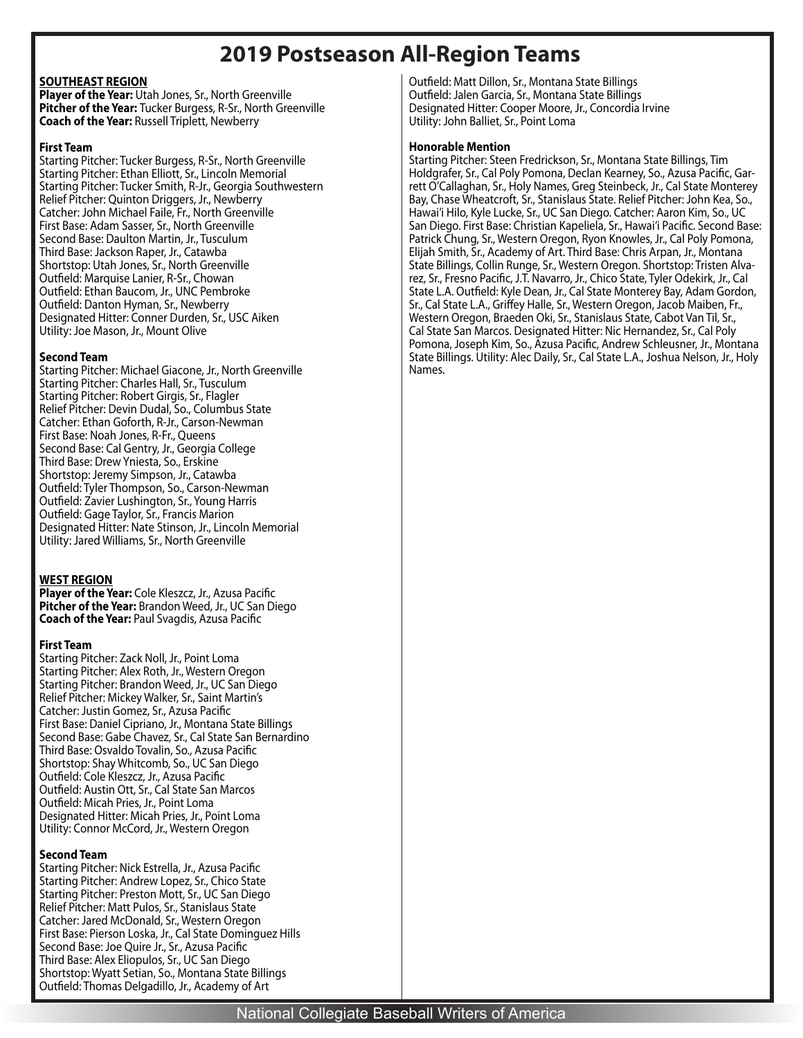# 2019 Postseason All-Region Teams

**SOUTHEAST REGION**

**Player of the Year:** Utah Jones, Sr., North Greenville
**Pitcher of the Year:** Tucker Burgess, R-Sr., North Greenville
**Coach of the Year:** Russell Triplett, Newberry

### First Team

Starting Pitcher: Tucker Burgess, R-Sr., North Greenville
Starting Pitcher: Ethan Elliott, Sr., Lincoln Memorial
Starting Pitcher: Tucker Smith, R-Jr., Georgia Southwestern
Relief Pitcher: Quinton Driggers, Jr., Newberry
Catcher: John Michael Faile, Fr., North Greenville
First Base: Adam Sasser, Sr., North Greenville
Second Base: Daulton Martin, Jr., Tusculum
Third Base: Jackson Raper, Jr., Catawba
Shortstop: Utah Jones, Sr., North Greenville
Outfield: Marquise Lanier, R-Sr., Chowan
Outfield: Ethan Baucom, Jr., UNC Pembroke
Outfield: Danton Hyman, Sr., Newberry
Designated Hitter: Conner Durden, Sr., USC Aiken
Utility: Joe Mason, Jr., Mount Olive

### Second Team

Starting Pitcher: Michael Giacone, Jr., North Greenville
Starting Pitcher: Charles Hall, Sr., Tusculum
Starting Pitcher: Robert Girgis, Sr., Flagler
Relief Pitcher: Devin Dudal, So., Columbus State
Catcher: Ethan Goforth, R-Jr., Carson-Newman
First Base: Noah Jones, R-Fr., Queens
Second Base: Cal Gentry, Jr., Georgia College
Third Base: Drew Yniesta, So., Erskine
Shortstop: Jeremy Simpson, Jr., Catawba
Outfield: Tyler Thompson, So., Carson-Newman
Outfield: Zavier Lushington, Sr., Young Harris
Outfield: Gage Taylor, Sr., Francis Marion
Designated Hitter: Nate Stinson, Jr., Lincoln Memorial
Utility: Jared Williams, Sr., North Greenville

**WEST REGION**

**Player of the Year:** Cole Kleszcz, Jr., Azusa Pacific
**Pitcher of the Year:** Brandon Weed, Jr., UC San Diego
**Coach of the Year:** Paul Svagdis, Azusa Pacific

### First Team

Starting Pitcher: Zack Noll, Jr., Point Loma
Starting Pitcher: Alex Roth, Jr., Western Oregon
Starting Pitcher: Brandon Weed, Jr., UC San Diego
Relief Pitcher: Mickey Walker, Sr., Saint Martin's
Catcher: Justin Gomez, Sr., Azusa Pacific
First Base: Daniel Cipriano, Jr., Montana State Billings
Second Base: Gabe Chavez, Sr., Cal State San Bernardino
Third Base: Osvaldo Tovalin, So., Azusa Pacific
Shortstop: Shay Whitcomb, So., UC San Diego
Outfield: Cole Kleszcz, Jr., Azusa Pacific
Outfield: Austin Ott, Sr., Cal State San Marcos
Outfield: Micah Pries, Jr., Point Loma
Designated Hitter: Micah Pries, Jr., Point Loma
Utility: Connor McCord, Jr., Western Oregon

### Second Team

Starting Pitcher: Nick Estrella, Jr., Azusa Pacific
Starting Pitcher: Andrew Lopez, Sr., Chico State
Starting Pitcher: Preston Mott, Sr., UC San Diego
Relief Pitcher: Matt Pulos, Sr., Stanislaus State
Catcher: Jared McDonald, Sr., Western Oregon
First Base: Pierson Loska, Jr., Cal State Dominguez Hills
Second Base: Joe Quire Jr., Sr., Azusa Pacific
Third Base: Alex Eliopulos, Sr., UC San Diego
Shortstop: Wyatt Setian, So., Montana State Billings
Outfield: Thomas Delgadillo, Jr., Academy of Art
Outfield: Matt Dillon, Sr., Montana State Billings
Outfield: Jalen Garcia, Sr., Montana State Billings
Designated Hitter: Cooper Moore, Jr., Concordia Irvine
Utility: John Balliet, Sr., Point Loma

### Honorable Mention

Starting Pitcher: Steen Fredrickson, Sr., Montana State Billings, Tim Holdgrafer, Sr., Cal Poly Pomona, Declan Kearney, So., Azusa Pacific, Garrett O'Callaghan, Sr., Holy Names, Greg Steinbeck, Jr., Cal State Monterey Bay, Chase Wheatcroft, Sr., Stanislaus State. Relief Pitcher: John Kea, So., Hawai'i Hilo, Kyle Lucke, Sr., UC San Diego. Catcher: Aaron Kim, So., UC San Diego. First Base: Christian Kapeliela, Sr., Hawai'i Pacific. Second Base: Patrick Chung, Sr., Western Oregon, Ryon Knowles, Jr., Cal Poly Pomona, Elijah Smith, Sr., Academy of Art. Third Base: Chris Arpan, Jr., Montana State Billings, Collin Runge, Sr., Western Oregon. Shortstop: Tristen Alvarez, Sr., Fresno Pacific, J.T. Navarro, Jr., Chico State, Tyler Odekirk, Jr., Cal State L.A. Outfield: Kyle Dean, Jr., Cal State Monterey Bay, Adam Gordon, Sr., Cal State L.A., Griffey Halle, Sr., Western Oregon, Jacob Maiben, Fr., Western Oregon, Braeden Oki, Sr., Stanislaus State, Cabot Van Til, Sr., Cal State San Marcos. Designated Hitter: Nic Hernandez, Sr., Cal Poly Pomona, Joseph Kim, So., Azusa Pacific, Andrew Schleusner, Jr., Montana State Billings. Utility: Alec Daily, Sr., Cal State L.A., Joshua Nelson, Jr., Holy Names.